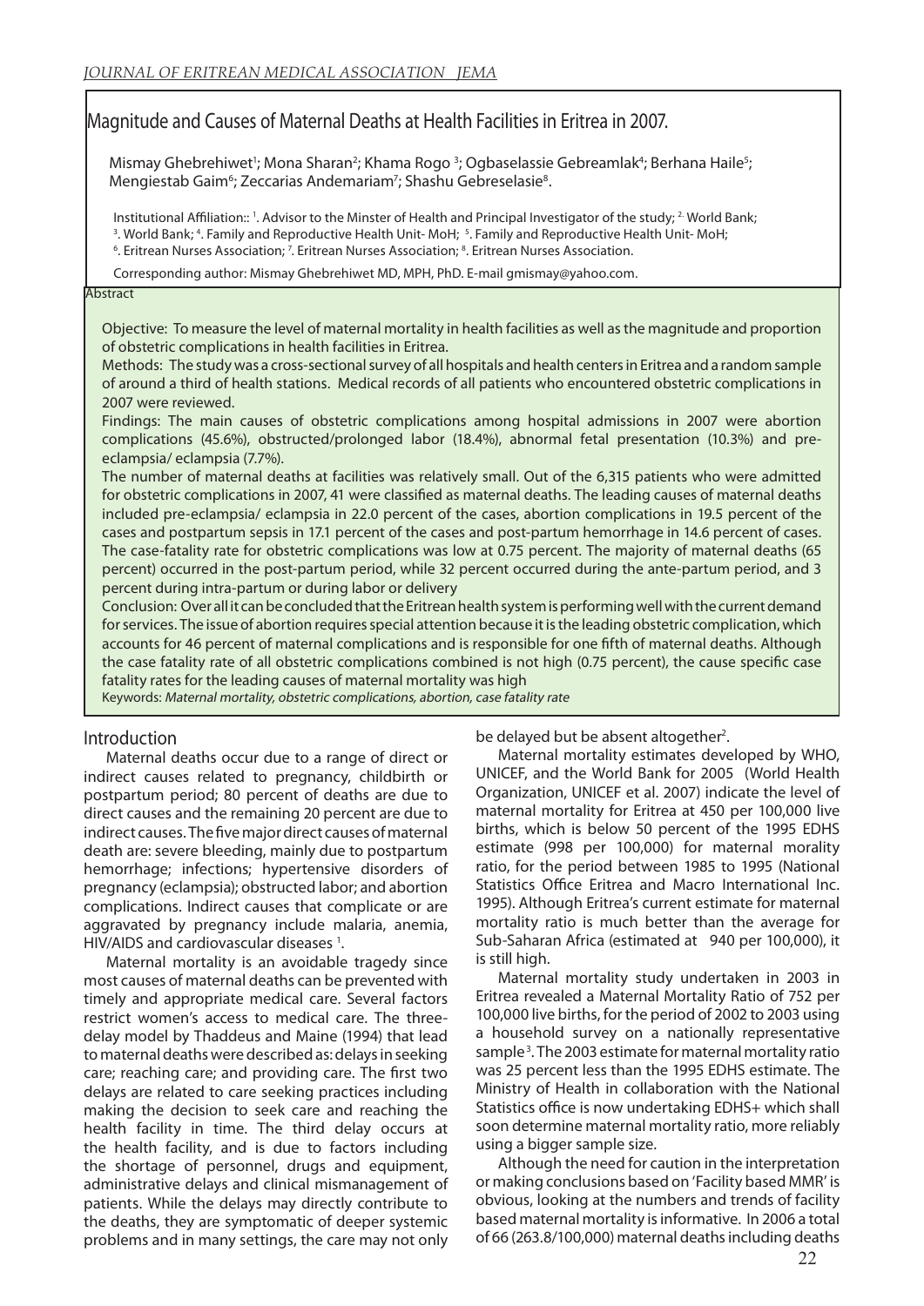# Magnitude and Causes of Maternal Deaths at Health Facilities in Eritrea in 2007.

Mismay Ghebrehiwet[1]; Mona Sharan[2]; Khama Rogo [3]; Ogbaselassie Gebreamlak[4]; Berhana Haile[5]; Mengiestab Gaim[6]; Zeccarias Andemariam[7]; Shashu Gebreselasie[8].

Institutional Affiliation:: [1]. Advisor to the Minster of Health and Principal Investigator of the study; [2]. World Bank; [3]. World Bank; [4]. Family and Reproductive Health Unit- MoH; [5]. Family and Reproductive Health Unit- MoH; [6]. Eritrean Nurses Association; [7]. Eritrean Nurses Association; [8]. Eritrean Nurses Association.

Corresponding author: Mismay Ghebrehiwet MD, MPH, PhD. E-mail gmismay@yahoo.com.

## Abstract

Objective: To measure the level of maternal mortality in health facilities as well as the magnitude and proportion of obstetric complications in health facilities in Eritrea.

Methods: The study was a cross-sectional survey of all hospitals and health centers in Eritrea and a random sample of around a third of health stations. Medical records of all patients who encountered obstetric complications in 2007 were reviewed.

Findings: The main causes of obstetric complications among hospital admissions in 2007 were abortion complications (45.6%), obstructed/prolonged labor (18.4%), abnormal fetal presentation (10.3%) and pre-eclampsia/ eclampsia (7.7%).

The number of maternal deaths at facilities was relatively small. Out of the 6,315 patients who were admitted for obstetric complications in 2007, 41 were classified as maternal deaths. The leading causes of maternal deaths included pre-eclampsia/ eclampsia in 22.0 percent of the cases, abortion complications in 19.5 percent of the cases and postpartum sepsis in 17.1 percent of the cases and post-partum hemorrhage in 14.6 percent of cases. The case-fatality rate for obstetric complications was low at 0.75 percent. The majority of maternal deaths (65 percent) occurred in the post-partum period, while 32 percent occurred during the ante-partum period, and 3 percent during intra-partum or during labor or delivery

Conclusion: Over all it can be concluded that the Eritrean health system is performing well with the current demand for services. The issue of abortion requires special attention because it is the leading obstetric complication, which accounts for 46 percent of maternal complications and is responsible for one fifth of maternal deaths. Although the case fatality rate of all obstetric complications combined is not high (0.75 percent), the cause specific case fatality rates for the leading causes of maternal mortality was high

Keywords: *Maternal mortality, obstetric complications, abortion, case fatality rate*

## Introduction

Maternal deaths occur due to a range of direct or indirect causes related to pregnancy, childbirth or postpartum period; 80 percent of deaths are due to direct causes and the remaining 20 percent are due to indirect causes. The five major direct causes of maternal death are: severe bleeding, mainly due to postpartum hemorrhage; infections; hypertensive disorders of pregnancy (eclampsia); obstructed labor; and abortion complications. Indirect causes that complicate or are aggravated by pregnancy include malaria, anemia, HIV/AIDS and cardiovascular diseases [1].

Maternal mortality is an avoidable tragedy since most causes of maternal deaths can be prevented with timely and appropriate medical care. Several factors restrict women's access to medical care. The three-delay model by Thaddeus and Maine (1994) that lead to maternal deaths were described as: delays in seeking care; reaching care; and providing care. The first two delays are related to care seeking practices including making the decision to seek care and reaching the health facility in time. The third delay occurs at the health facility, and is due to factors including the shortage of personnel, drugs and equipment, administrative delays and clinical mismanagement of patients. While the delays may directly contribute to the deaths, they are symptomatic of deeper systemic problems and in many settings, the care may not only be delayed but be absent altogether[2].

Maternal mortality estimates developed by WHO, UNICEF, and the World Bank for 2005 (World Health Organization, UNICEF et al. 2007) indicate the level of maternal mortality for Eritrea at 450 per 100,000 live births, which is below 50 percent of the 1995 EDHS estimate (998 per 100,000) for maternal morality ratio, for the period between 1985 to 1995 (National Statistics Office Eritrea and Macro International Inc. 1995). Although Eritrea's current estimate for maternal mortality ratio is much better than the average for Sub-Saharan Africa (estimated at 940 per 100,000), it is still high.

Maternal mortality study undertaken in 2003 in Eritrea revealed a Maternal Mortality Ratio of 752 per 100,000 live births, for the period of 2002 to 2003 using a household survey on a nationally representative sample[3]. The 2003 estimate for maternal mortality ratio was 25 percent less than the 1995 EDHS estimate. The Ministry of Health in collaboration with the National Statistics office is now undertaking EDHS+ which shall soon determine maternal mortality ratio, more reliably using a bigger sample size.

Although the need for caution in the interpretation or making conclusions based on 'Facility based MMR' is obvious, looking at the numbers and trends of facility based maternal mortality is informative. In 2006 a total of 66 (263.8/100,000) maternal deaths including deaths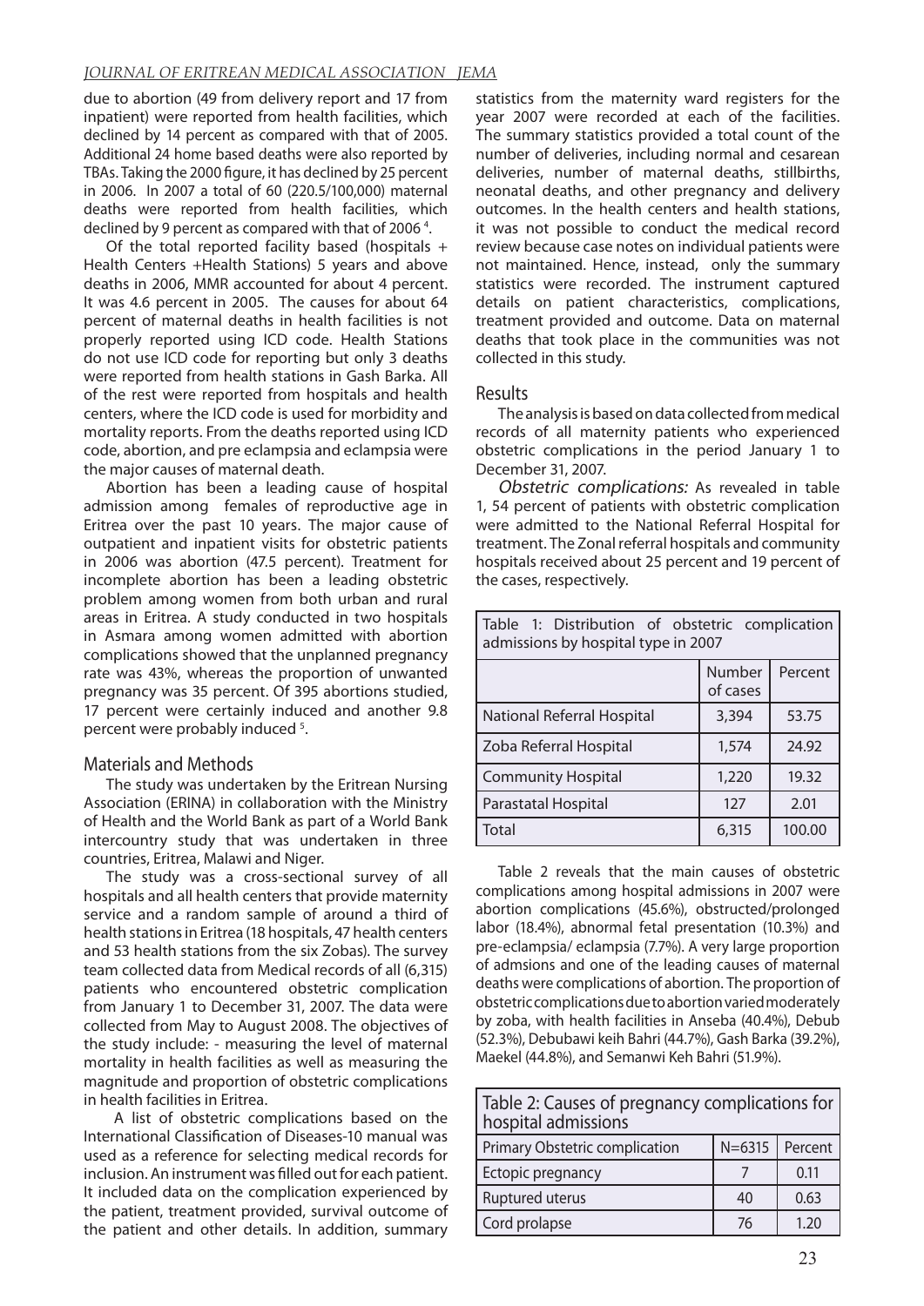due to abortion (49 from delivery report and 17 from inpatient) were reported from health facilities, which declined by 14 percent as compared with that of 2005. Additional 24 home based deaths were also reported by TBAs. Taking the 2000 figure, it has declined by 25 percent in 2006. In 2007 a total of 60 (220.5/100,000) maternal deaths were reported from health facilities, which declined by 9 percent as compared with that of 2006 [4].

Of the total reported facility based (hospitals + Health Centers +Health Stations) 5 years and above deaths in 2006, MMR accounted for about 4 percent. It was 4.6 percent in 2005. The causes for about 64 percent of maternal deaths in health facilities is not properly reported using ICD code. Health Stations do not use ICD code for reporting but only 3 deaths were reported from health stations in Gash Barka. All of the rest were reported from hospitals and health centers, where the ICD code is used for morbidity and mortality reports. From the deaths reported using ICD code, abortion, and pre eclampsia and eclampsia were the major causes of maternal death.

Abortion has been a leading cause of hospital admission among females of reproductive age in Eritrea over the past 10 years. The major cause of outpatient and inpatient visits for obstetric patients in 2006 was abortion (47.5 percent). Treatment for incomplete abortion has been a leading obstetric problem among women from both urban and rural areas in Eritrea. A study conducted in two hospitals in Asmara among women admitted with abortion complications showed that the unplanned pregnancy rate was 43%, whereas the proportion of unwanted pregnancy was 35 percent. Of 395 abortions studied, 17 percent were certainly induced and another 9.8 percent were probably induced [5].

## Materials and Methods

The study was undertaken by the Eritrean Nursing Association (ERINA) in collaboration with the Ministry of Health and the World Bank as part of a World Bank intercountry study that was undertaken in three countries, Eritrea, Malawi and Niger.

The study was a cross-sectional survey of all hospitals and all health centers that provide maternity service and a random sample of around a third of health stations in Eritrea (18 hospitals, 47 health centers and 53 health stations from the six Zobas). The survey team collected data from Medical records of all (6,315) patients who encountered obstetric complication from January 1 to December 31, 2007. The data were collected from May to August 2008. The objectives of the study include: - measuring the level of maternal mortality in health facilities as well as measuring the magnitude and proportion of obstetric complications in health facilities in Eritrea.

A list of obstetric complications based on the International Classification of Diseases-10 manual was used as a reference for selecting medical records for inclusion. An instrument was filled out for each patient. It included data on the complication experienced by the patient, treatment provided, survival outcome of the patient and other details. In addition, summary statistics from the maternity ward registers for the year 2007 were recorded at each of the facilities. The summary statistics provided a total count of the number of deliveries, including normal and cesarean deliveries, number of maternal deaths, stillbirths, neonatal deaths, and other pregnancy and delivery outcomes. In the health centers and health stations, it was not possible to conduct the medical record review because case notes on individual patients were not maintained. Hence, instead, only the summary statistics were recorded. The instrument captured details on patient characteristics, complications, treatment provided and outcome. Data on maternal deaths that took place in the communities was not collected in this study.

## Results

The analysis is based on data collected from medical records of all maternity patients who experienced obstetric complications in the period January 1 to December 31, 2007.

*Obstetric complications:* As revealed in table 1, 54 percent of patients with obstetric complication were admitted to the National Referral Hospital for treatment. The Zonal referral hospitals and community hospitals received about 25 percent and 19 percent of the cases, respectively.

Table 1: Distribution of obstetric complication admissions by hospital type in 2007

| | Number of cases | Percent |
|---|---|---|
| National Referral Hospital | 3,394 | 53.75 |
| Zoba Referral Hospital | 1,574 | 24.92 |
| Community Hospital | 1,220 | 19.32 |
| Parastatal Hospital | 127 | 2.01 |
| Total | 6,315 | 100.00 |

Table 2 reveals that the main causes of obstetric complications among hospital admissions in 2007 were abortion complications (45.6%), obstructed/prolonged labor (18.4%), abnormal fetal presentation (10.3%) and pre-eclampsia/ eclampsia (7.7%). A very large proportion of admsions and one of the leading causes of maternal deaths were complications of abortion. The proportion of obstetric complications due to abortion varied moderately by zoba, with health facilities in Anseba (40.4%), Debub (52.3%), Debubawi keih Bahri (44.7%), Gash Barka (39.2%), Maekel (44.8%), and Semanwi Keh Bahri (51.9%).

Table 2: Causes of pregnancy complications for hospital admissions

| Primary Obstetric complication | N=6315 | Percent |
|---|---|---|
| Ectopic pregnancy | 7 | 0.11 |
| Ruptured uterus | 40 | 0.63 |
| Cord prolapse | 76 | 1.20 |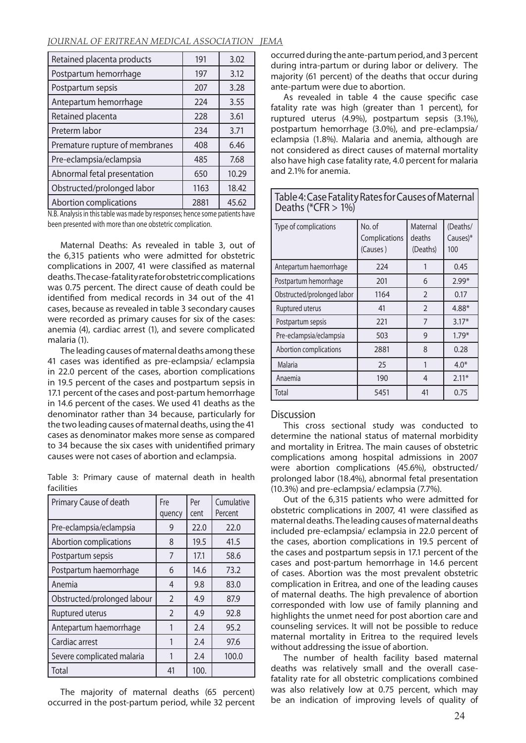| Retained placenta products | 191 | 3.02 |
|---|---|---|
| Postpartum hemorrhage | 197 | 3.12 |
| Postpartum sepsis | 207 | 3.28 |
| Antepartum hemorrhage | 224 | 3.55 |
| Retained placenta | 228 | 3.61 |
| Preterm labor | 234 | 3.71 |
| Premature rupture of membranes | 408 | 6.46 |
| Pre-eclampsia/eclampsia | 485 | 7.68 |
| Abnormal fetal presentation | 650 | 10.29 |
| Obstructed/prolonged labor | 1163 | 18.42 |
| Abortion complications | 2881 | 45.62 |

N.B. Analysis in this table was made by responses; hence some patients have been presented with more than one obstetric complication.

Maternal Deaths: As revealed in table 3, out of the 6,315 patients who were admitted for obstetric complications in 2007, 41 were classified as maternal deaths. The case-fatality rate for obstetric complications was 0.75 percent. The direct cause of death could be identified from medical records in 34 out of the 41 cases, because as revealed in table 3 secondary causes were recorded as primary causes for six of the cases: anemia (4), cardiac arrest (1), and severe complicated malaria (1).

The leading causes of maternal deaths among these 41 cases was identified as pre-eclampsia/ eclampsia in 22.0 percent of the cases, abortion complications in 19.5 percent of the cases and postpartum sepsis in 17.1 percent of the cases and post-partum hemorrhage in 14.6 percent of the cases. We used 41 deaths as the denominator rather than 34 because, particularly for the two leading causes of maternal deaths, using the 41 cases as denominator makes more sense as compared to 34 because the six cases with unidentified primary causes were not cases of abortion and eclampsia.

Table 3: Primary cause of maternal death in health facilities

| Primary Cause of death | Frequency | Per cent | Cumulative Percent |
|---|---|---|---|
| Pre-eclampsia/eclampsia | 9 | 22.0 | 22.0 |
| Abortion complications | 8 | 19.5 | 41.5 |
| Postpartum sepsis | 7 | 17.1 | 58.6 |
| Postpartum haemorrhage | 6 | 14.6 | 73.2 |
| Anemia | 4 | 9.8 | 83.0 |
| Obstructed/prolonged labour | 2 | 4.9 | 87.9 |
| Ruptured uterus | 2 | 4.9 | 92.8 |
| Antepartum haemorrhage | 1 | 2.4 | 95.2 |
| Cardiac arrest | 1 | 2.4 | 97.6 |
| Severe complicated malaria | 1 | 2.4 | 100.0 |
| Total | 41 | 100. | |

The majority of maternal deaths (65 percent) occurred in the post-partum period, while 32 percent occurred during the ante-partum period, and 3 percent during intra-partum or during labor or delivery. The majority (61 percent) of the deaths that occur during ante-partum were due to abortion.

As revealed in table 4 the cause specific case fatality rate was high (greater than 1 percent), for ruptured uterus (4.9%), postpartum sepsis (3.1%), postpartum hemorrhage (3.0%), and pre-eclampsia/ eclampsia (1.8%). Malaria and anemia, although are not considered as direct causes of maternal mortality also have high case fatality rate, 4.0 percent for malaria and 2.1% for anemia.

Table 4: Case Fatality Rates for Causes of Maternal Deaths (*CFR > 1%)

| Type of complications | No. of Complications (Causes ) | Maternal deaths (Deaths) | (Deaths/ Causes)* 100 |
|---|---|---|---|
| Antepartum haemorrhage | 224 | 1 | 0.45 |
| Postpartum hemorrhage | 201 | 6 | 2.99* |
| Obstructed/prolonged labor | 1164 | 2 | 0.17 |
| Ruptured uterus | 41 | 2 | 4.88* |
| Postpartum sepsis | 221 | 7 | 3.17* |
| Pre-eclampsia/eclampsia | 503 | 9 | 1.79* |
| Abortion complications | 2881 | 8 | 0.28 |
| Malaria | 25 | 1 | 4.0* |
| Anaemia | 190 | 4 | 2.11* |
| Total | 5451 | 41 | 0.75 |

## Discussion

This cross sectional study was conducted to determine the national status of maternal morbidity and mortality in Eritrea. The main causes of obstetric complications among hospital admissions in 2007 were abortion complications (45.6%), obstructed/ prolonged labor (18.4%), abnormal fetal presentation (10.3%) and pre-eclampsia/ eclampsia (7.7%).

Out of the 6,315 patients who were admitted for obstetric complications in 2007, 41 were classified as maternal deaths. The leading causes of maternal deaths included pre-eclampsia/ eclampsia in 22.0 percent of the cases, abortion complications in 19.5 percent of the cases and postpartum sepsis in 17.1 percent of the cases and post-partum hemorrhage in 14.6 percent of cases. Abortion was the most prevalent obstetric complication in Eritrea, and one of the leading causes of maternal deaths. The high prevalence of abortion corresponded with low use of family planning and highlights the unmet need for post abortion care and counseling services. It will not be possible to reduce maternal mortality in Eritrea to the required levels without addressing the issue of abortion.

The number of health facility based maternal deaths was relatively small and the overall case-fatality rate for all obstetric complications combined was also relatively low at 0.75 percent, which may be an indication of improving levels of quality of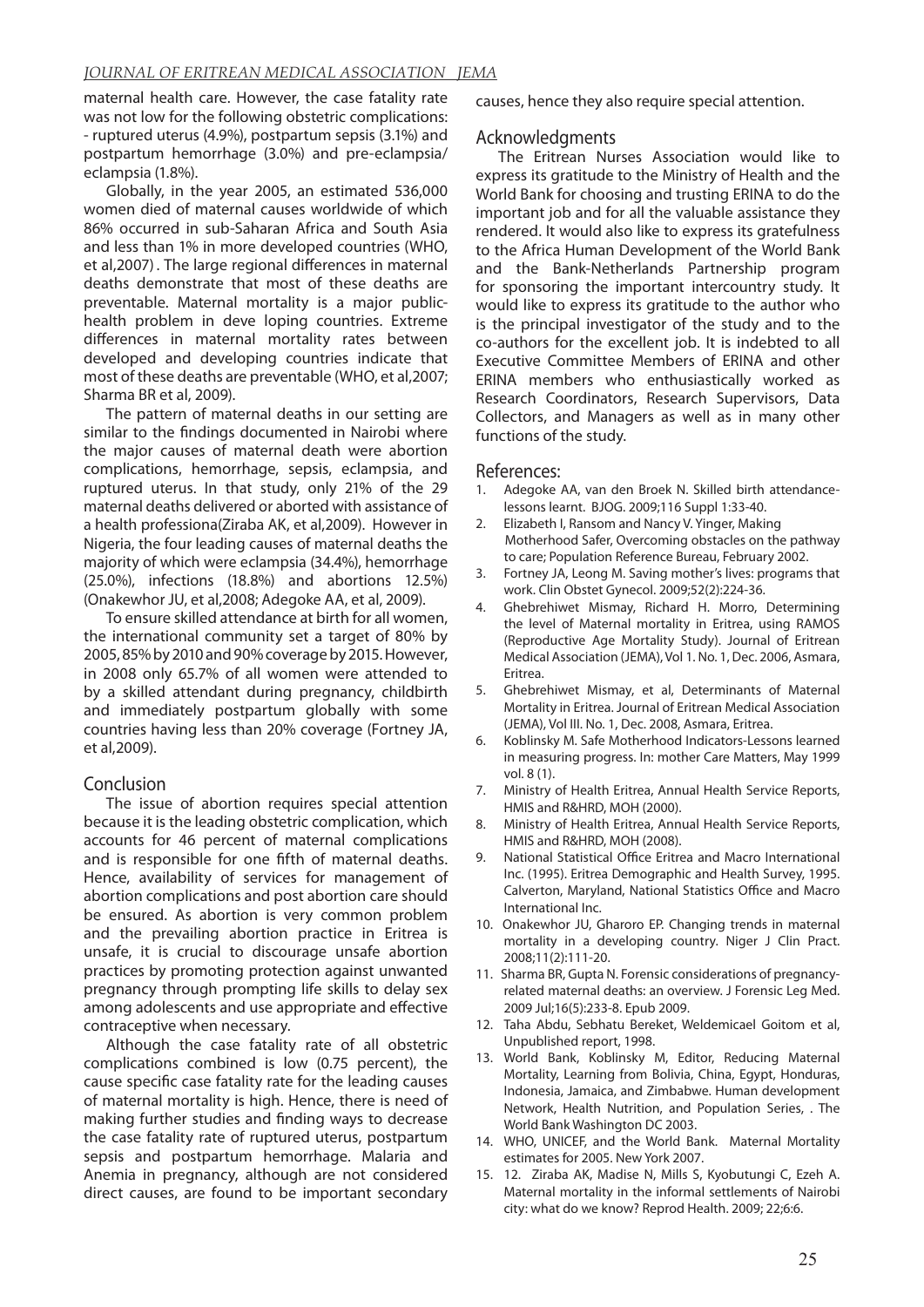maternal health care. However, the case fatality rate was not low for the following obstetric complications: - ruptured uterus (4.9%), postpartum sepsis (3.1%) and postpartum hemorrhage (3.0%) and pre-eclampsia/ eclampsia (1.8%).

Globally, in the year 2005, an estimated 536,000 women died of maternal causes worldwide of which 86% occurred in sub-Saharan Africa and South Asia and less than 1% in more developed countries (WHO, et al,2007) . The large regional differences in maternal deaths demonstrate that most of these deaths are preventable. Maternal mortality is a major public-health problem in deve loping countries. Extreme differences in maternal mortality rates between developed and developing countries indicate that most of these deaths are preventable (WHO, et al,2007; Sharma BR et al, 2009).

The pattern of maternal deaths in our setting are similar to the findings documented in Nairobi where the major causes of maternal death were abortion complications, hemorrhage, sepsis, eclampsia, and ruptured uterus. In that study, only 21% of the 29 maternal deaths delivered or aborted with assistance of a health professiona(Ziraba AK, et al,2009). However in Nigeria, the four leading causes of maternal deaths the majority of which were eclampsia (34.4%), hemorrhage (25.0%), infections (18.8%) and abortions 12.5%) (Onakewhor JU, et al,2008; Adegoke AA, et al, 2009).

To ensure skilled attendance at birth for all women, the international community set a target of 80% by 2005, 85% by 2010 and 90% coverage by 2015. However, in 2008 only 65.7% of all women were attended to by a skilled attendant during pregnancy, childbirth and immediately postpartum globally with some countries having less than 20% coverage (Fortney JA, et al,2009).

## Conclusion

The issue of abortion requires special attention because it is the leading obstetric complication, which accounts for 46 percent of maternal complications and is responsible for one fifth of maternal deaths. Hence, availability of services for management of abortion complications and post abortion care should be ensured. As abortion is very common problem and the prevailing abortion practice in Eritrea is unsafe, it is crucial to discourage unsafe abortion practices by promoting protection against unwanted pregnancy through prompting life skills to delay sex among adolescents and use appropriate and effective contraceptive when necessary.

Although the case fatality rate of all obstetric complications combined is low (0.75 percent), the cause specific case fatality rate for the leading causes of maternal mortality is high. Hence, there is need of making further studies and finding ways to decrease the case fatality rate of ruptured uterus, postpartum sepsis and postpartum hemorrhage. Malaria and Anemia in pregnancy, although are not considered direct causes, are found to be important secondary causes, hence they also require special attention.

## Acknowledgments

The Eritrean Nurses Association would like to express its gratitude to the Ministry of Health and the World Bank for choosing and trusting ERINA to do the important job and for all the valuable assistance they rendered. It would also like to express its gratefulness to the Africa Human Development of the World Bank and the Bank-Netherlands Partnership program for sponsoring the important intercountry study. It would like to express its gratitude to the author who is the principal investigator of the study and to the co-authors for the excellent job. It is indebted to all Executive Committee Members of ERINA and other ERINA members who enthusiastically worked as Research Coordinators, Research Supervisors, Data Collectors, and Managers as well as in many other functions of the study.

## References:

1. Adegoke AA, van den Broek N. Skilled birth attendance-lessons learnt. BJOG. 2009;116 Suppl 1:33-40.
2. Elizabeth I, Ransom and Nancy V. Yinger, Making Motherhood Safer, Overcoming obstacles on the pathway to care; Population Reference Bureau, February 2002.
3. Fortney JA, Leong M. Saving mother's lives: programs that work. Clin Obstet Gynecol. 2009;52(2):224-36.
4. Ghebrehiwet Mismay, Richard H. Morro, Determining the level of Maternal mortality in Eritrea, using RAMOS (Reproductive Age Mortality Study). Journal of Eritrean Medical Association (JEMA), Vol 1. No. 1, Dec. 2006, Asmara, Eritrea.
5. Ghebrehiwet Mismay, et al, Determinants of Maternal Mortality in Eritrea. Journal of Eritrean Medical Association (JEMA), Vol III. No. 1, Dec. 2008, Asmara, Eritrea.
6. Koblinsky M. Safe Motherhood Indicators-Lessons learned in measuring progress. In: mother Care Matters, May 1999 vol. 8 (1).
7. Ministry of Health Eritrea, Annual Health Service Reports, HMIS and R&HRD, MOH (2000).
8. Ministry of Health Eritrea, Annual Health Service Reports, HMIS and R&HRD, MOH (2008).
9. National Statistical Office Eritrea and Macro International Inc. (1995). Eritrea Demographic and Health Survey, 1995. Calverton, Maryland, National Statistics Office and Macro International Inc.
10. Onakewhor JU, Gharoro EP. Changing trends in maternal mortality in a developing country. Niger J Clin Pract. 2008;11(2):111-20.
11. Sharma BR, Gupta N. Forensic considerations of pregnancy-related maternal deaths: an overview. J Forensic Leg Med. 2009 Jul;16(5):233-8. Epub 2009.
12. Taha Abdu, Sebhatu Bereket, Weldemicael Goitom et al, Unpublished report, 1998.
13. World Bank, Koblinsky M, Editor, Reducing Maternal Mortality, Learning from Bolivia, China, Egypt, Honduras, Indonesia, Jamaica, and Zimbabwe. Human development Network, Health Nutrition, and Population Series, . The World Bank Washington DC 2003.
14. WHO, UNICEF, and the World Bank. Maternal Mortality estimates for 2005. New York 2007.
15. 12. Ziraba AK, Madise N, Mills S, Kyobutungi C, Ezeh A. Maternal mortality in the informal settlements of Nairobi city: what do we know? Reprod Health. 2009; 22;6:6.